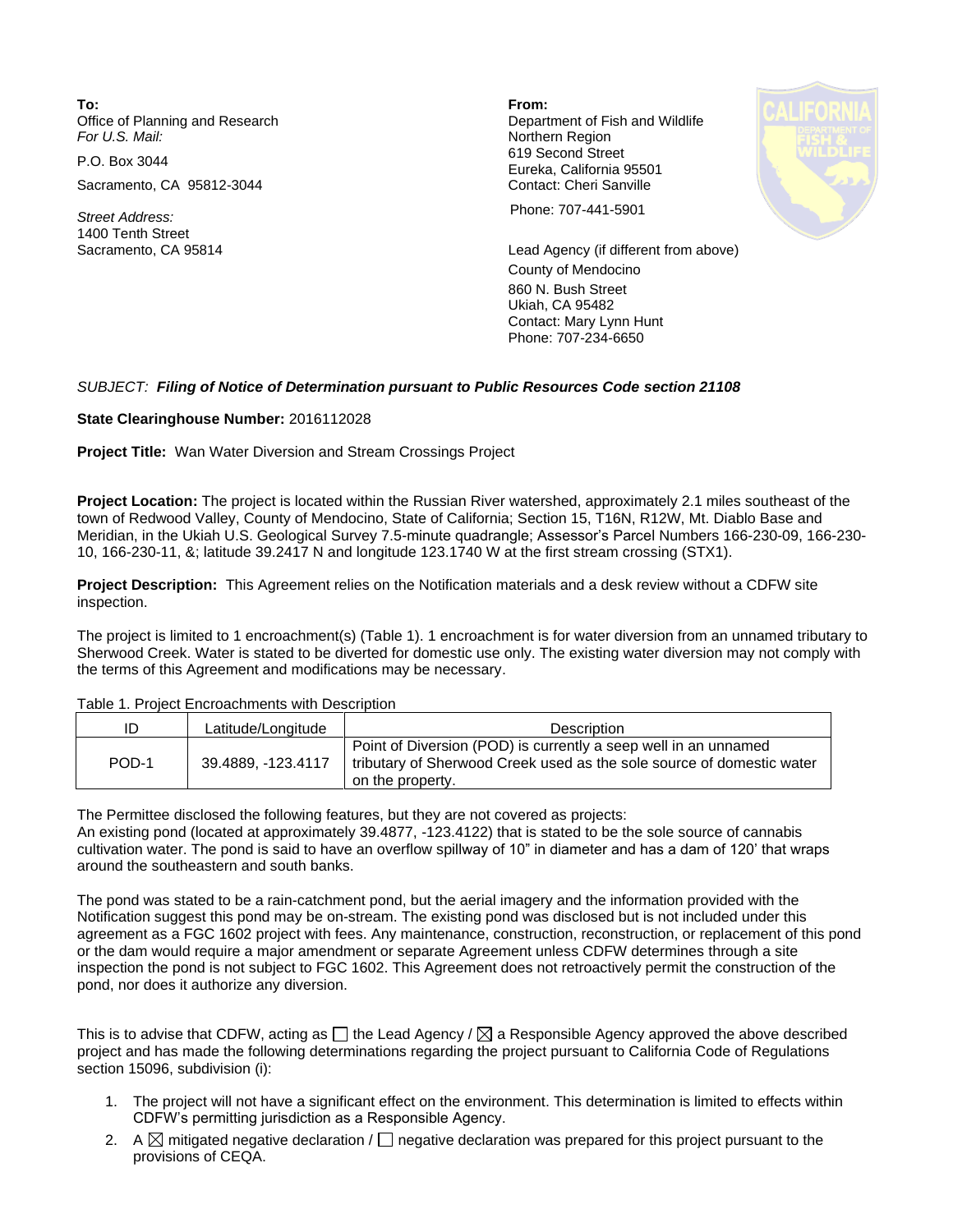**To:**
Office of Planning and Research
*For U.S. Mail:*

P.O. Box 3044

Sacramento, CA 95812-3044

*Street Address:*
1400 Tenth Street
Sacramento, CA 95814

**From:**
Department of Fish and Wildlife
Northern Region
619 Second Street
Eureka, California 95501
Contact: Cheri Sanville

Phone: 707-441-5901

Lead Agency (if different from above)
County of Mendocino
860 N. Bush Street
Ukiah, CA 95482
Contact: Mary Lynn Hunt
Phone: 707-234-6650

*SUBJECT:* ***Filing of Notice of Determination pursuant to Public Resources Code section 21108***

**State Clearinghouse Number:** 2016112028

**Project Title:** Wan Water Diversion and Stream Crossings Project

**Project Location:** The project is located within the Russian River watershed, approximately 2.1 miles southeast of the town of Redwood Valley, County of Mendocino, State of California; Section 15, T16N, R12W, Mt. Diablo Base and Meridian, in the Ukiah U.S. Geological Survey 7.5-minute quadrangle; Assessor's Parcel Numbers 166-230-09, 166-230-10, 166-230-11, &; latitude 39.2417 N and longitude 123.1740 W at the first stream crossing (STX1).

**Project Description:** This Agreement relies on the Notification materials and a desk review without a CDFW site inspection.

The project is limited to 1 encroachment(s) (Table 1). 1 encroachment is for water diversion from an unnamed tributary to Sherwood Creek. Water is stated to be diverted for domestic use only. The existing water diversion may not comply with the terms of this Agreement and modifications may be necessary.

Table 1. Project Encroachments with Description

| ID | Latitude/Longitude | Description |
|---|---|---|
| POD-1 | 39.4889, -123.4117 | Point of Diversion (POD) is currently a seep well in an unnamed tributary of Sherwood Creek used as the sole source of domestic water on the property. |

The Permittee disclosed the following features, but they are not covered as projects:
An existing pond (located at approximately 39.4877, -123.4122) that is stated to be the sole source of cannabis cultivation water. The pond is said to have an overflow spillway of 10" in diameter and has a dam of 120' that wraps around the southeastern and south banks.

The pond was stated to be a rain-catchment pond, but the aerial imagery and the information provided with the Notification suggest this pond may be on-stream. The existing pond was disclosed but is not included under this agreement as a FGC 1602 project with fees. Any maintenance, construction, reconstruction, or replacement of this pond or the dam would require a major amendment or separate Agreement unless CDFW determines through a site inspection the pond is not subject to FGC 1602. This Agreement does not retroactively permit the construction of the pond, nor does it authorize any diversion.

This is to advise that CDFW, acting as ☐ the Lead Agency / ☒ a Responsible Agency approved the above described project and has made the following determinations regarding the project pursuant to California Code of Regulations section 15096, subdivision (i):

1. The project will not have a significant effect on the environment. This determination is limited to effects within CDFW's permitting jurisdiction as a Responsible Agency.
2. A ☒ mitigated negative declaration / ☐ negative declaration was prepared for this project pursuant to the provisions of CEQA.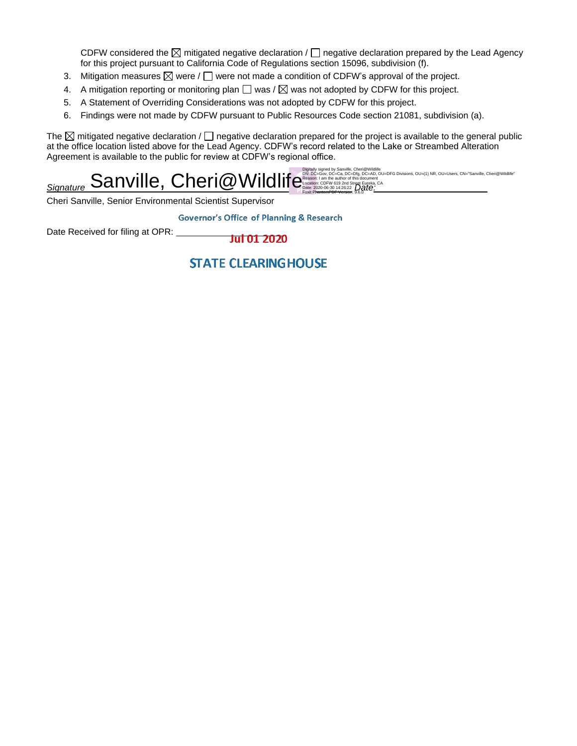CDFW considered the ☒ mitigated negative declaration / ☐ negative declaration prepared by the Lead Agency for this project pursuant to California Code of Regulations section 15096, subdivision (f).

3. Mitigation measures ☒ were / ☐ were not made a condition of CDFW's approval of the project.
4. A mitigation reporting or monitoring plan ☐ was / ☒ was not adopted by CDFW for this project.
5. A Statement of Overriding Considerations was not adopted by CDFW for this project.
6. Findings were not made by CDFW pursuant to Public Resources Code section 21081, subdivision (a).

The ☒ mitigated negative declaration / ☐ negative declaration prepared for the project is available to the general public at the office location listed above for the Lead Agency. CDFW's record related to the Lake or Streambed Alteration Agreement is available to the public for review at CDFW's regional office.

*Signature* Sanville, Cheri@Wildlife

Digitally signed by Sanville, Cheri@Wildlife
DN: DC=Gov, DC=Ca, DC=Dfg, DC=AD, OU=DFG Divisions, OU=(1) NR, OU=Users, CN="Sanville, Cheri@Wildlife"
Reason: I am the author of this document
Location: CDFW 619 2nd Street Eureka, CA
Date: 2020-06-30 14:26:22
Foxit PhantomPDF Version: 9.6.0

*Date:* ______________________

Cheri Sanville, Senior Environmental Scientist Supervisor

Governor's Office of Planning & Research

Date Received for filing at OPR: Jul 01 2020

STATE CLEARINGHOUSE